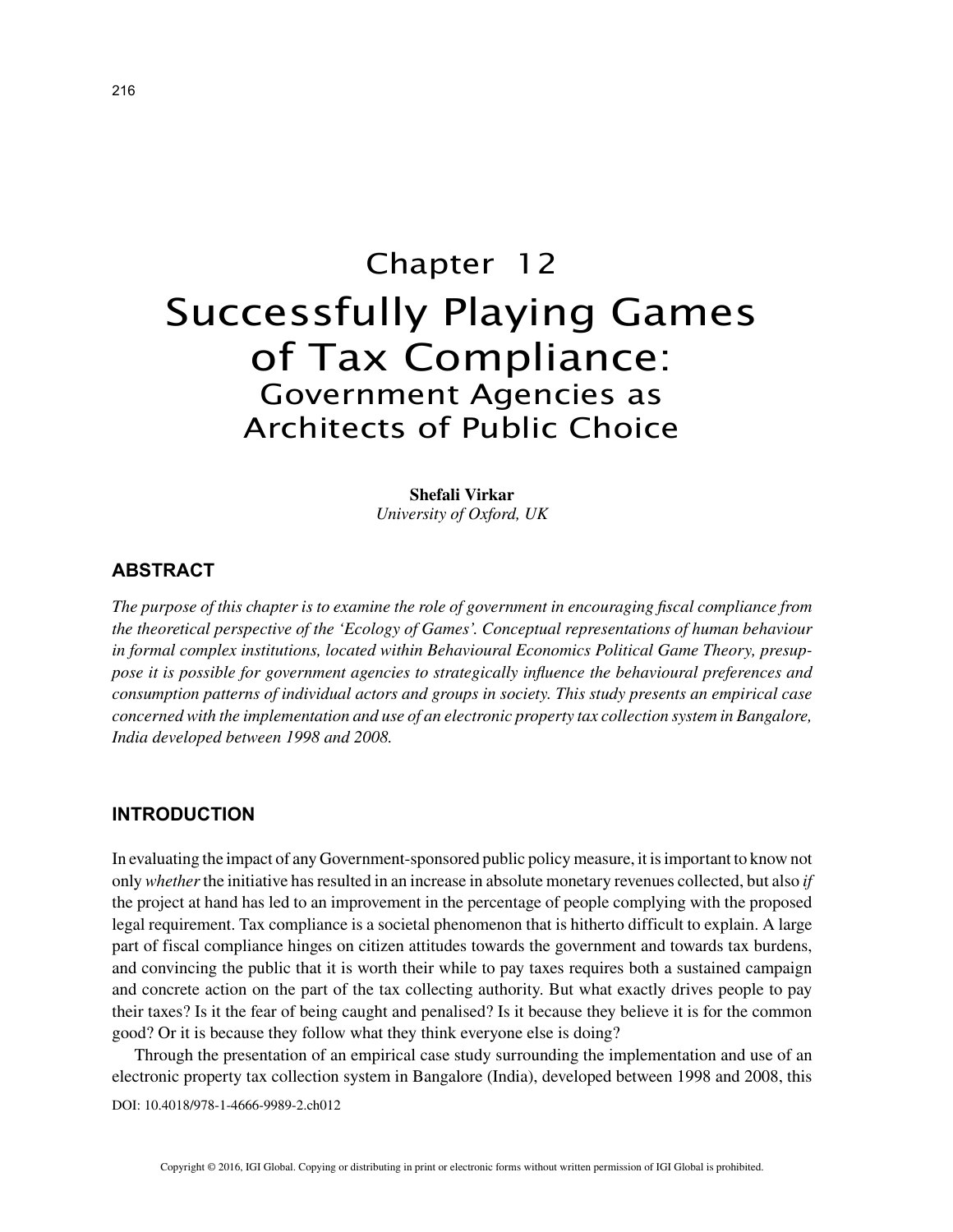# Chapter 12
# Successfully Playing Games of Tax Compliance:
## Government Agencies as Architects of Public Choice

**Shefali Virkar**
*University of Oxford, UK*

## ABSTRACT

*The purpose of this chapter is to examine the role of government in encouraging fiscal compliance from the theoretical perspective of the 'Ecology of Games'. Conceptual representations of human behaviour in formal complex institutions, located within Behavioural Economics Political Game Theory, presuppose it is possible for government agencies to strategically influence the behavioural preferences and consumption patterns of individual actors and groups in society. This study presents an empirical case concerned with the implementation and use of an electronic property tax collection system in Bangalore, India developed between 1998 and 2008.*

## INTRODUCTION

In evaluating the impact of any Government-sponsored public policy measure, it is important to know not only *whether* the initiative has resulted in an increase in absolute monetary revenues collected, but also *if* the project at hand has led to an improvement in the percentage of people complying with the proposed legal requirement. Tax compliance is a societal phenomenon that is hitherto difficult to explain. A large part of fiscal compliance hinges on citizen attitudes towards the government and towards tax burdens, and convincing the public that it is worth their while to pay taxes requires both a sustained campaign and concrete action on the part of the tax collecting authority. But what exactly drives people to pay their taxes? Is it the fear of being caught and penalised? Is it because they believe it is for the common good? Or it is because they follow what they think everyone else is doing?

Through the presentation of an empirical case study surrounding the implementation and use of an electronic property tax collection system in Bangalore (India), developed between 1998 and 2008, this

DOI: 10.4018/978-1-4666-9989-2.ch012

Copyright © 2016, IGI Global. Copying or distributing in print or electronic forms without written permission of IGI Global is prohibited.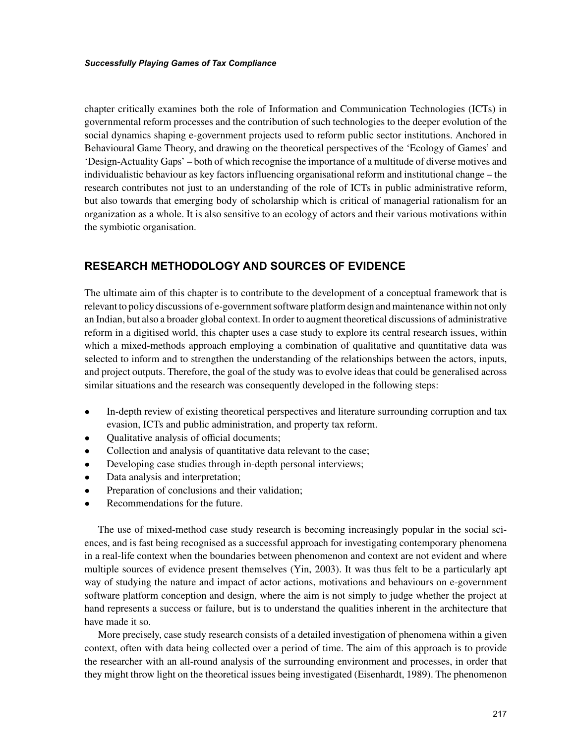chapter critically examines both the role of Information and Communication Technologies (ICTs) in governmental reform processes and the contribution of such technologies to the deeper evolution of the social dynamics shaping e-government projects used to reform public sector institutions. Anchored in Behavioural Game Theory, and drawing on the theoretical perspectives of the 'Ecology of Games' and 'Design-Actuality Gaps' – both of which recognise the importance of a multitude of diverse motives and individualistic behaviour as key factors influencing organisational reform and institutional change – the research contributes not just to an understanding of the role of ICTs in public administrative reform, but also towards that emerging body of scholarship which is critical of managerial rationalism for an organization as a whole. It is also sensitive to an ecology of actors and their various motivations within the symbiotic organisation.

## RESEARCH METHODOLOGY AND SOURCES OF EVIDENCE

The ultimate aim of this chapter is to contribute to the development of a conceptual framework that is relevant to policy discussions of e-government software platform design and maintenance within not only an Indian, but also a broader global context. In order to augment theoretical discussions of administrative reform in a digitised world, this chapter uses a case study to explore its central research issues, within which a mixed-methods approach employing a combination of qualitative and quantitative data was selected to inform and to strengthen the understanding of the relationships between the actors, inputs, and project outputs. Therefore, the goal of the study was to evolve ideas that could be generalised across similar situations and the research was consequently developed in the following steps:

- In-depth review of existing theoretical perspectives and literature surrounding corruption and tax evasion, ICTs and public administration, and property tax reform.
- Qualitative analysis of official documents;
- Collection and analysis of quantitative data relevant to the case;
- Developing case studies through in-depth personal interviews;
- Data analysis and interpretation;
- Preparation of conclusions and their validation;
- Recommendations for the future.

The use of mixed-method case study research is becoming increasingly popular in the social sciences, and is fast being recognised as a successful approach for investigating contemporary phenomena in a real-life context when the boundaries between phenomenon and context are not evident and where multiple sources of evidence present themselves (Yin, 2003). It was thus felt to be a particularly apt way of studying the nature and impact of actor actions, motivations and behaviours on e-government software platform conception and design, where the aim is not simply to judge whether the project at hand represents a success or failure, but is to understand the qualities inherent in the architecture that have made it so.

More precisely, case study research consists of a detailed investigation of phenomena within a given context, often with data being collected over a period of time. The aim of this approach is to provide the researcher with an all-round analysis of the surrounding environment and processes, in order that they might throw light on the theoretical issues being investigated (Eisenhardt, 1989). The phenomenon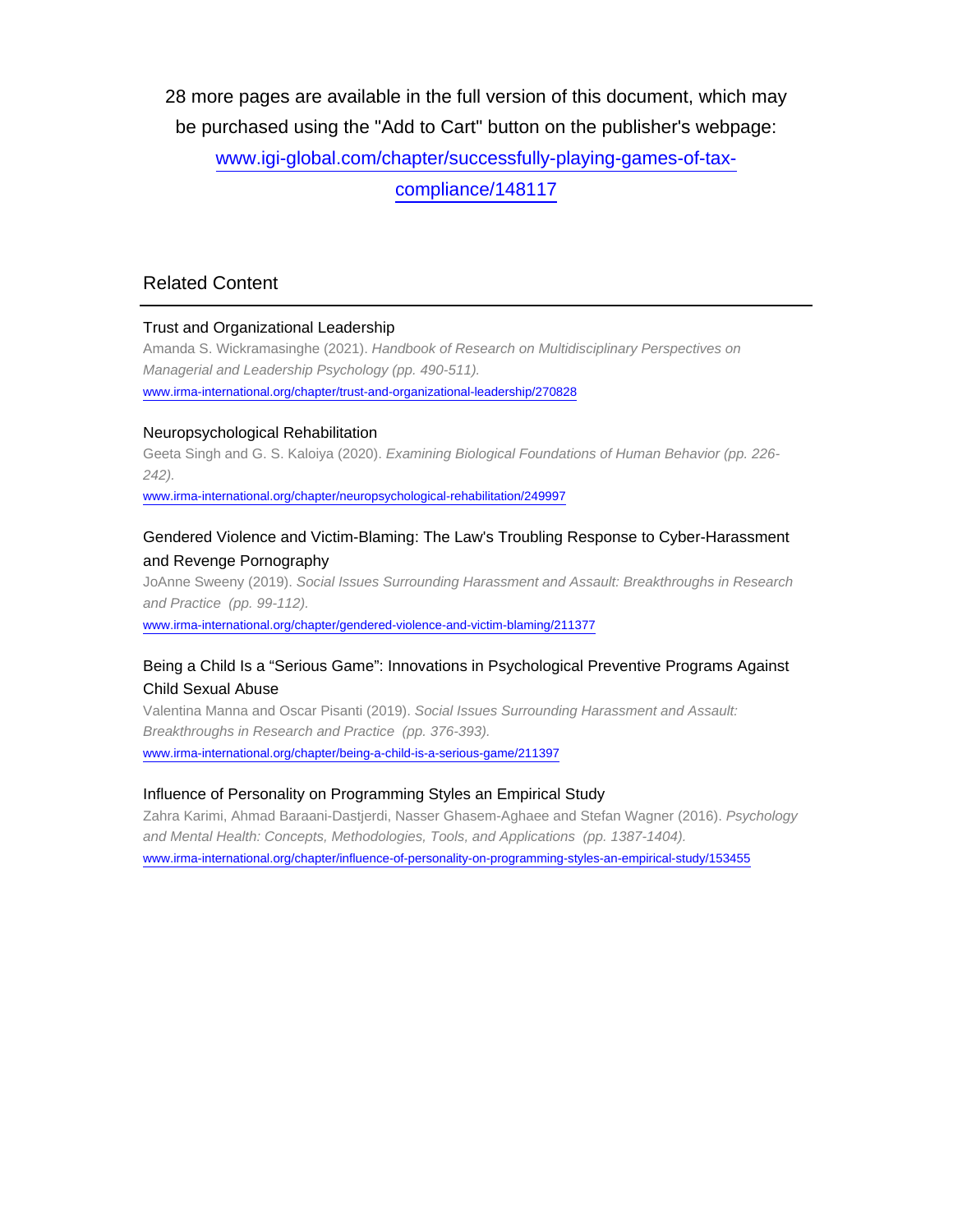28 more pages are available in the full version of this document, which may be purchased using the "Add to Cart" button on the publisher's webpage: www.igi-global.com/chapter/successfully-playing-games-of-tax-compliance/148117

## Related Content

Trust and Organizational Leadership
Amanda S. Wickramasinghe (2021). *Handbook of Research on Multidisciplinary Perspectives on Managerial and Leadership Psychology (pp. 490-511).*
www.irma-international.org/chapter/trust-and-organizational-leadership/270828

Neuropsychological Rehabilitation
Geeta Singh and G. S. Kaloiya (2020). *Examining Biological Foundations of Human Behavior (pp. 226-242).*
www.irma-international.org/chapter/neuropsychological-rehabilitation/249997

Gendered Violence and Victim-Blaming: The Law's Troubling Response to Cyber-Harassment and Revenge Pornography
JoAnne Sweeny (2019). *Social Issues Surrounding Harassment and Assault: Breakthroughs in Research and Practice (pp. 99-112).*
www.irma-international.org/chapter/gendered-violence-and-victim-blaming/211377

Being a Child Is a “Serious Game”: Innovations in Psychological Preventive Programs Against Child Sexual Abuse
Valentina Manna and Oscar Pisanti (2019). *Social Issues Surrounding Harassment and Assault: Breakthroughs in Research and Practice (pp. 376-393).*
www.irma-international.org/chapter/being-a-child-is-a-serious-game/211397

Influence of Personality on Programming Styles an Empirical Study
Zahra Karimi, Ahmad Baraani-Dastjerdi, Nasser Ghasem-Aghaee and Stefan Wagner (2016). *Psychology and Mental Health: Concepts, Methodologies, Tools, and Applications (pp. 1387-1404).*
www.irma-international.org/chapter/influence-of-personality-on-programming-styles-an-empirical-study/153455